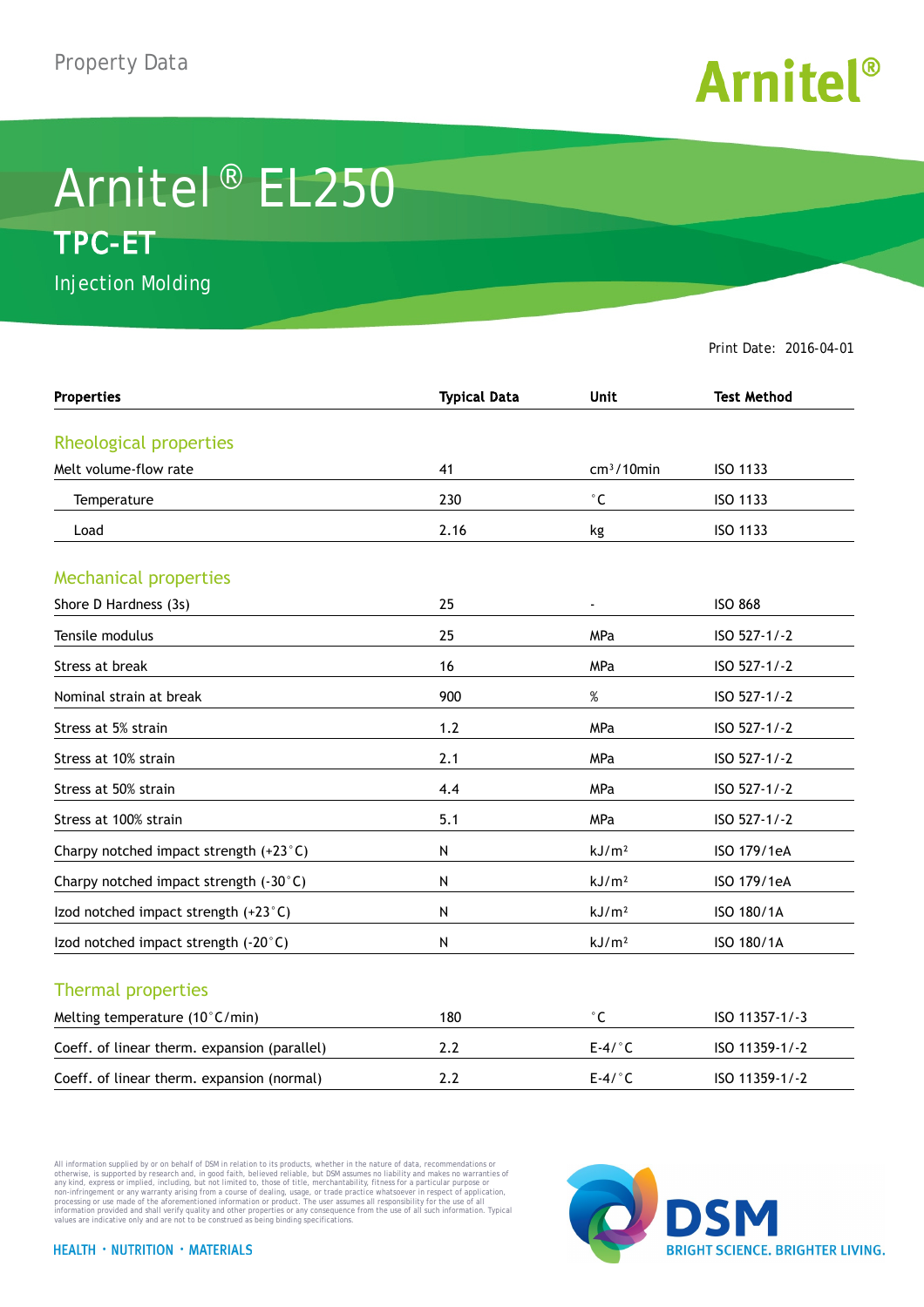Property Data

Arnitel®

# Arnitel® EL250

## TPC-ET

Injection Molding

Print Date: 2016-04-01

| Properties | Typical Data | Unit | Test Method |
|---|---|---|---|
| **Rheological properties** | | | |
| Melt volume-flow rate | 41 | $cm^3/10min$ | ISO 1133 |
| Temperature | 230 | °C | ISO 1133 |
| Load | 2.16 | kg | ISO 1133 |
| **Mechanical properties** | | | |
| Shore D Hardness (3s) | 25 | - | ISO 868 |
| Tensile modulus | 25 | MPa | ISO 527-1/-2 |
| Stress at break | 16 | MPa | ISO 527-1/-2 |
| Nominal strain at break | 900 | % | ISO 527-1/-2 |
| Stress at 5% strain | 1.2 | MPa | ISO 527-1/-2 |
| Stress at 10% strain | 2.1 | MPa | ISO 527-1/-2 |
| Stress at 50% strain | 4.4 | MPa | ISO 527-1/-2 |
| Stress at 100% strain | 5.1 | MPa | ISO 527-1/-2 |
| Charpy notched impact strength (+23°C) | N | $kJ/m^2$ | ISO 179/1eA |
| Charpy notched impact strength (-30°C) | N | $kJ/m^2$ | ISO 179/1eA |
| Izod notched impact strength (+23°C) | N | $kJ/m^2$ | ISO 180/1A |
| Izod notched impact strength (-20°C) | N | $kJ/m^2$ | ISO 180/1A |
| **Thermal properties** | | | |
| Melting temperature (10°C/min) | 180 | °C | ISO 11357-1/-3 |
| Coeff. of linear therm. expansion (parallel) | 2.2 | E-4/°C | ISO 11359-1/-2 |
| Coeff. of linear therm. expansion (normal) | 2.2 | E-4/°C | ISO 11359-1/-2 |

All information supplied by or on behalf of DSM in relation to its products, whether in the nature of data, recommendations or otherwise, is supported by research and, in good faith, believed reliable, but DSM assumes no liability and makes no warranties of any kind, express or implied, including, but not limited to, those of title, merchantability, fitness for a particular purpose or non-infringement or any warranty arising from a course of dealing, usage, or trade practice whatsoever in respect of application, processing or use made of the aforementioned information or product. The user assumes all responsibility for the use of all information provided and shall verify quality and other properties or any consequence from the use of all such information. Typical values are indicative only and are not to be construed as being binding specifications.

HEALTH · NUTRITION · MATERIALS

DSM BRIGHT SCIENCE. BRIGHTER LIVING.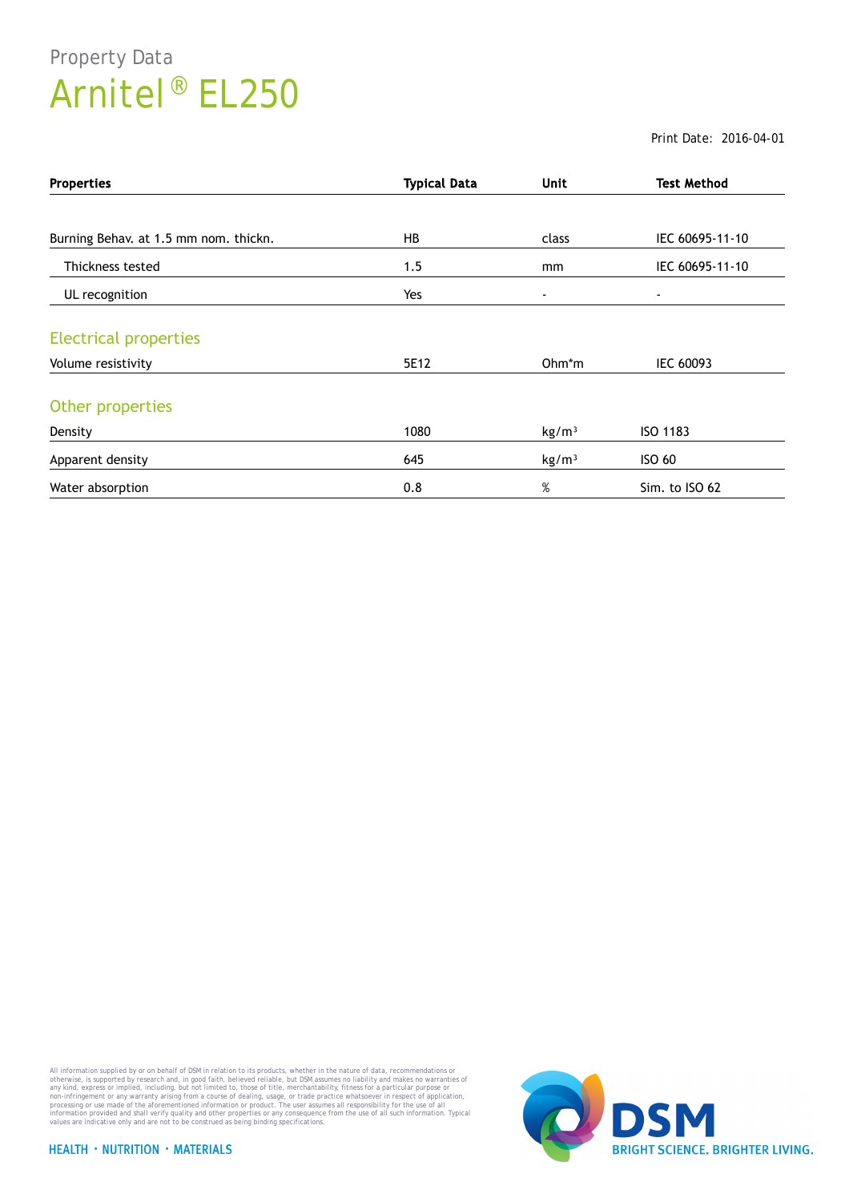Property Data

# Arnitel® EL250

Print Date: 2016-04-01

| Properties | Typical Data | Unit | Test Method |
|---|---|---|---|
| Burning Behav. at 1.5 mm nom. thickn. | HB | class | IEC 60695-11-10 |
| Thickness tested | 1.5 | mm | IEC 60695-11-10 |
| UL recognition | Yes | - | - |

## Electrical properties

| | | | |
|---|---|---|---|
| Volume resistivity | 5E12 | Ohm*m | IEC 60093 |

## Other properties

| | | | |
|---|---|---|---|
| Density | 1080 | $kg/m^3$ | ISO 1183 |
| Apparent density | 645 | $kg/m^3$ | ISO 60 |
| Water absorption | 0.8 | % | Sim. to ISO 62 |

All information supplied by or on behalf of DSM in relation to its products, whether in the nature of data, recommendations or otherwise, is supported by research and, in good faith, believed reliable, but DSM assumes no liability and makes no warranties of any kind, express or implied, including, but not limited to, those of title, merchantability, fitness for a particular purpose or non-infringement or any warranty arising from a course of dealing, usage, or trade practice whatsoever in respect of application, processing or use made of the aforementioned information or product. The user assumes all responsibility for the use of all information provided and shall verify quality and other properties or any consequence from the use of all such information. Typical values are indicative only and are not to be construed as being binding specifications.

HEALTH · NUTRITION · MATERIALS

DSM BRIGHT SCIENCE. BRIGHTER LIVING.